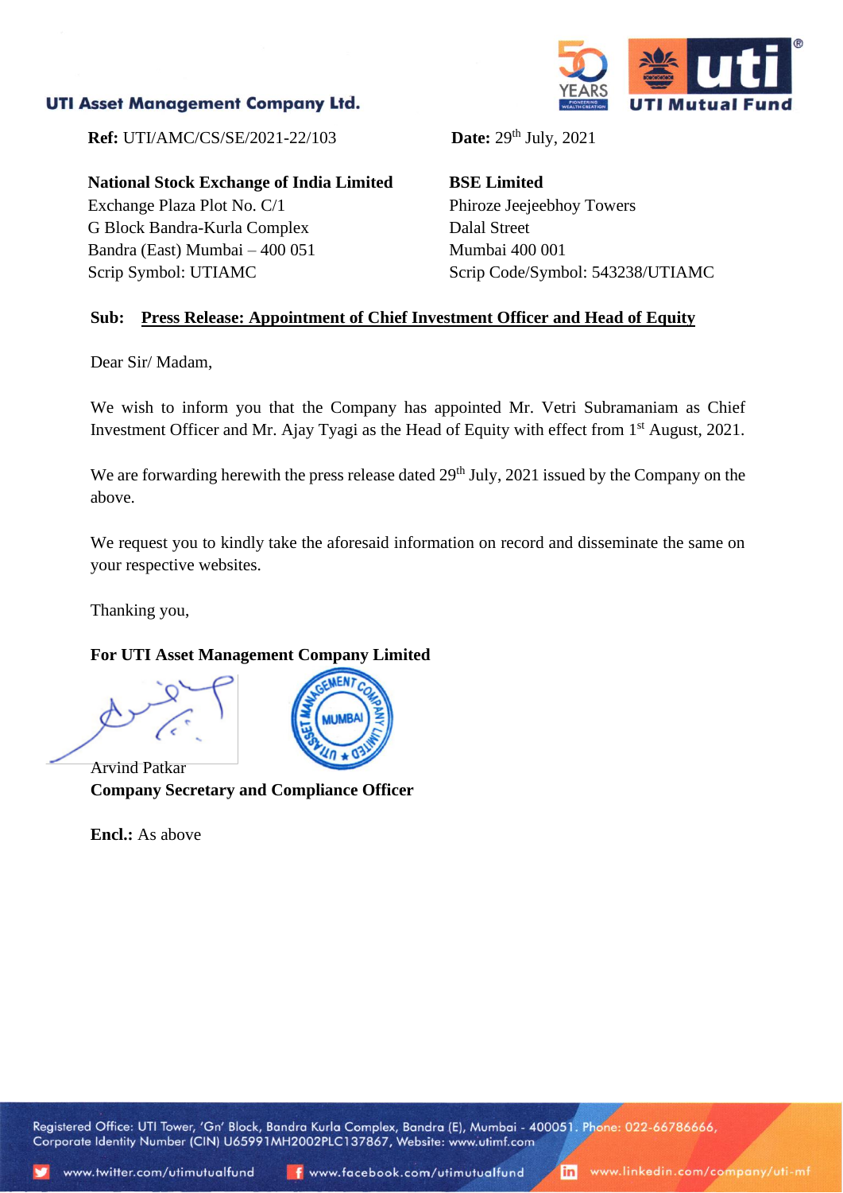**UTI Asset Management Company Ltd.**

**Ref:** UTI/AMC/CS/SE/2021-22/103

**Date:** 29th July, 2021

**National Stock Exchange of India Limited**
Exchange Plaza Plot No. C/1
G Block Bandra-Kurla Complex
Bandra (East) Mumbai – 400 051
Scrip Symbol: UTIAMC

**BSE Limited**
Phiroze Jeejeebhoy Towers
Dalal Street
Mumbai 400 001
Scrip Code/Symbol: 543238/UTIAMC

**Sub: Press Release: Appointment of Chief Investment Officer and Head of Equity**

Dear Sir/ Madam,

We wish to inform you that the Company has appointed Mr. Vetri Subramaniam as Chief Investment Officer and Mr. Ajay Tyagi as the Head of Equity with effect from 1st August, 2021.

We are forwarding herewith the press release dated 29th July, 2021 issued by the Company on the above.

We request you to kindly take the aforesaid information on record and disseminate the same on your respective websites.

Thanking you,

**For UTI Asset Management Company Limited**

Arvind Patkar
**Company Secretary and Compliance Officer**

**Encl.:** As above

Registered Office: UTI Tower, 'Gn' Block, Bandra Kurla Complex, Bandra (E), Mumbai - 400051. Phone: 022-66786666, Corporate Identity Number (CIN) U65991MH2002PLC137867, Website: www.utimf.com

www.twitter.com/utimutualfund www.facebook.com/utimutualfund www.linkedin.com/company/uti-mf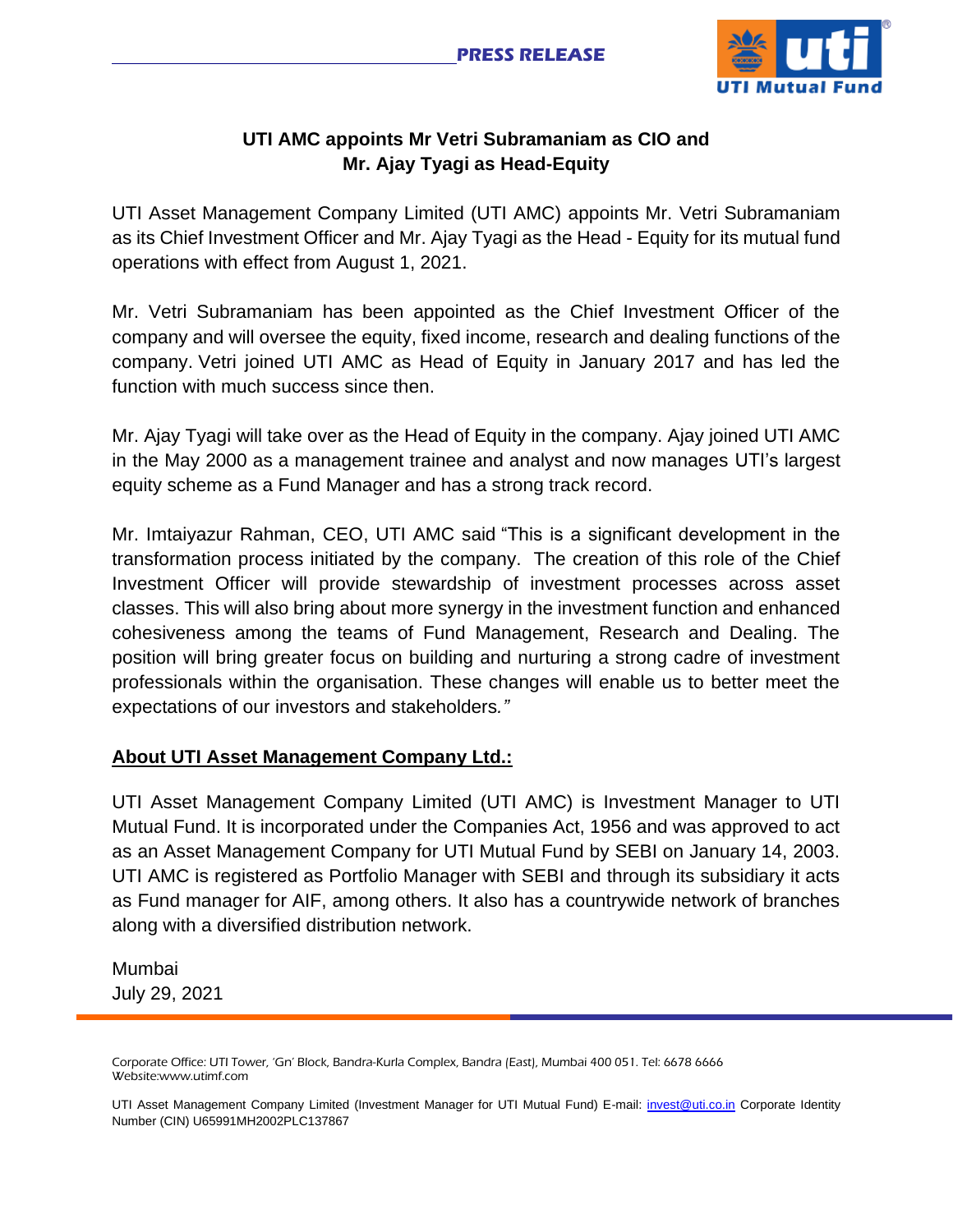**PRESS RELEASE**

## UTI AMC appoints Mr Vetri Subramaniam as CIO and Mr. Ajay Tyagi as Head-Equity

UTI Asset Management Company Limited (UTI AMC) appoints Mr. Vetri Subramaniam as its Chief Investment Officer and Mr. Ajay Tyagi as the Head - Equity for its mutual fund operations with effect from August 1, 2021.

Mr. Vetri Subramaniam has been appointed as the Chief Investment Officer of the company and will oversee the equity, fixed income, research and dealing functions of the company. Vetri joined UTI AMC as Head of Equity in January 2017 and has led the function with much success since then.

Mr. Ajay Tyagi will take over as the Head of Equity in the company. Ajay joined UTI AMC in the May 2000 as a management trainee and analyst and now manages UTI's largest equity scheme as a Fund Manager and has a strong track record.

Mr. Imtaiyazur Rahman, CEO, UTI AMC said "This is a significant development in the transformation process initiated by the company. The creation of this role of the Chief Investment Officer will provide stewardship of investment processes across asset classes. This will also bring about more synergy in the investment function and enhanced cohesiveness among the teams of Fund Management, Research and Dealing. The position will bring greater focus on building and nurturing a strong cadre of investment professionals within the organisation. These changes will enable us to better meet the expectations of our investors and stakeholders."

### About UTI Asset Management Company Ltd.:

UTI Asset Management Company Limited (UTI AMC) is Investment Manager to UTI Mutual Fund. It is incorporated under the Companies Act, 1956 and was approved to act as an Asset Management Company for UTI Mutual Fund by SEBI on January 14, 2003. UTI AMC is registered as Portfolio Manager with SEBI and through its subsidiary it acts as Fund manager for AIF, among others. It also has a countrywide network of branches along with a diversified distribution network.

Mumbai
July 29, 2021

Corporate Office: UTI Tower, 'Gn' Block, Bandra-Kurla Complex, Bandra (East), Mumbai 400 051. Tel: 6678 6666
Website:www.utimf.com

UTI Asset Management Company Limited (Investment Manager for UTI Mutual Fund) E-mail: invest@uti.co.in Corporate Identity Number (CIN) U65991MH2002PLC137867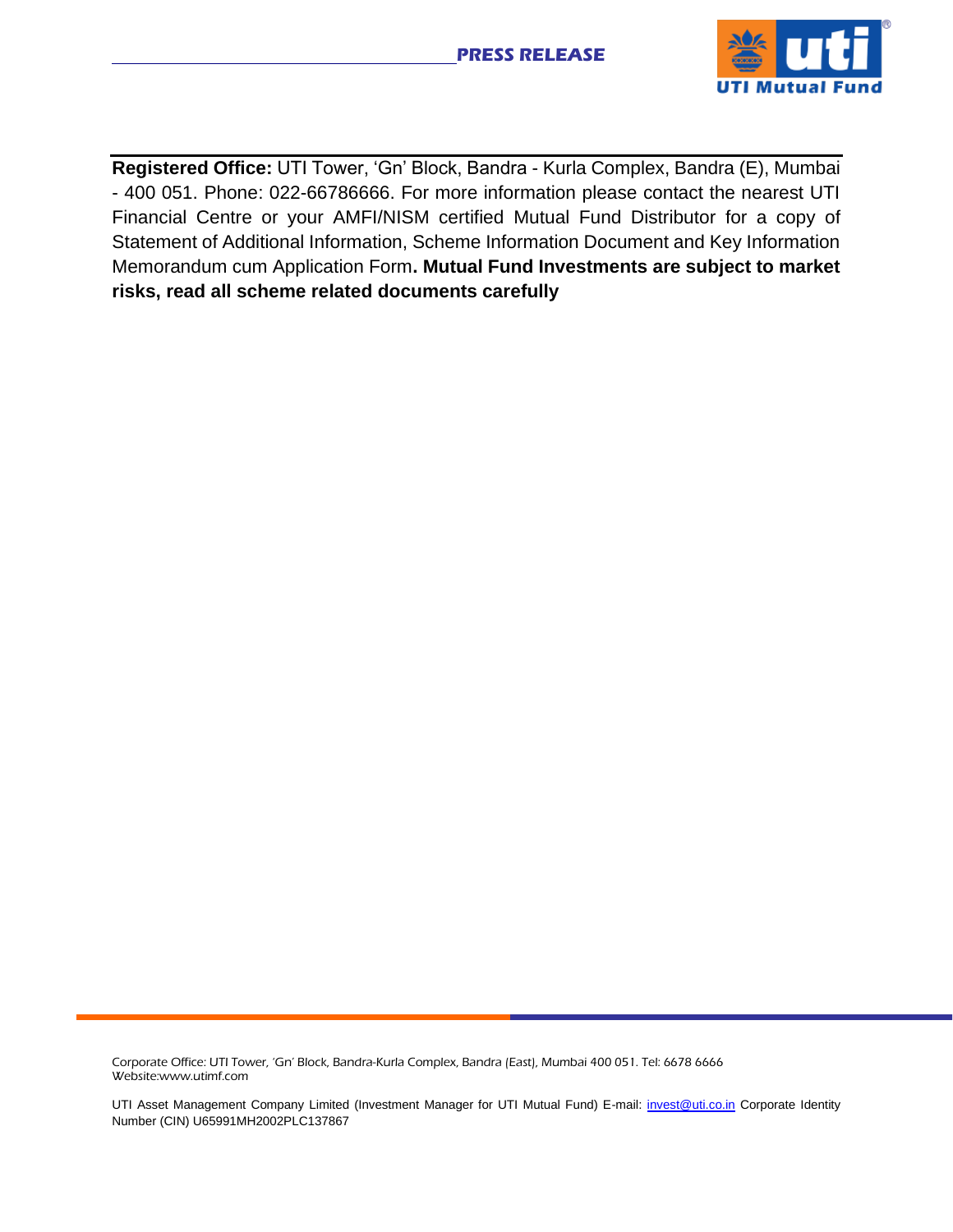**Registered Office:** UTI Tower, 'Gn' Block, Bandra - Kurla Complex, Bandra (E), Mumbai - 400 051. Phone: 022-66786666. For more information please contact the nearest UTI Financial Centre or your AMFI/NISM certified Mutual Fund Distributor for a copy of Statement of Additional Information, Scheme Information Document and Key Information Memorandum cum Application Form**. Mutual Fund Investments are subject to market risks, read all scheme related documents carefully**